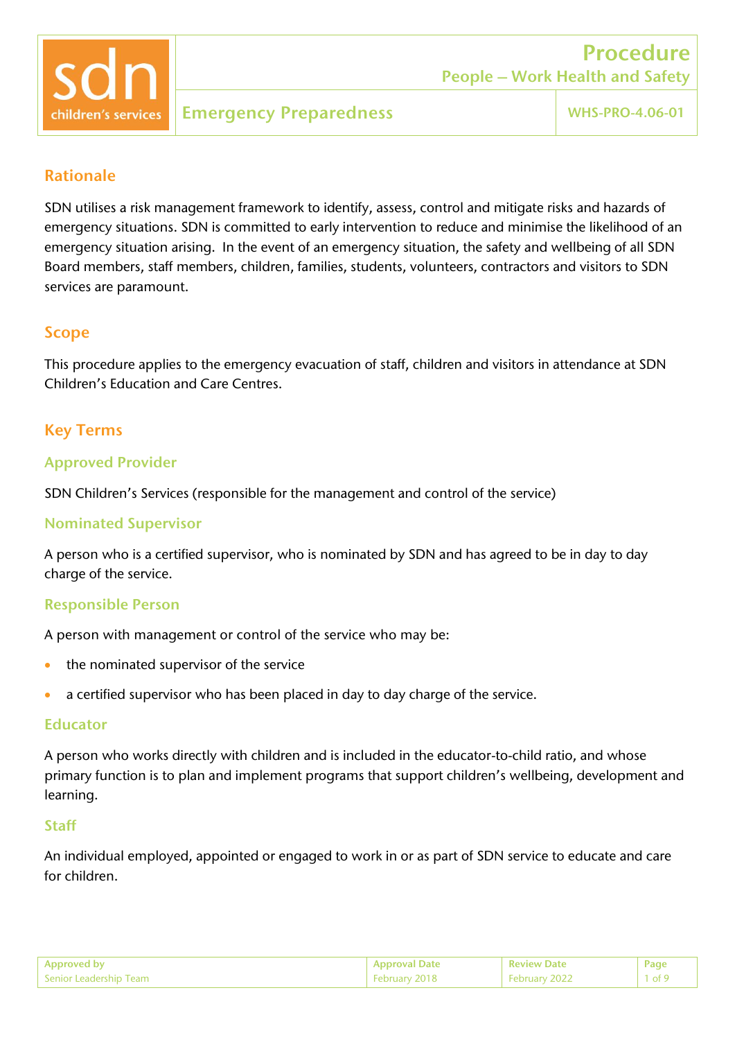# Procedure

## People – Work Health and Safety

## Emergency Preparedness

WHS-PRO-4.06-01

## Rationale

SDN utilises a risk management framework to identify, assess, control and mitigate risks and hazards of emergency situations. SDN is committed to early intervention to reduce and minimise the likelihood of an emergency situation arising. In the event of an emergency situation, the safety and wellbeing of all SDN Board members, staff members, children, families, students, volunteers, contractors and visitors to SDN services are paramount.

## Scope

This procedure applies to the emergency evacuation of staff, children and visitors in attendance at SDN Children's Education and Care Centres.

## Key Terms

### Approved Provider

SDN Children's Services (responsible for the management and control of the service)

### Nominated Supervisor

A person who is a certified supervisor, who is nominated by SDN and has agreed to be in day to day charge of the service.

### Responsible Person

A person with management or control of the service who may be:

- the nominated supervisor of the service
- a certified supervisor who has been placed in day to day charge of the service.

### Educator

A person who works directly with children and is included in the educator-to-child ratio, and whose primary function is to plan and implement programs that support children's wellbeing, development and learning.

### Staff

An individual employed, appointed or engaged to work in or as part of SDN service to educate and care for children.

| Approved by | Approval Date | Review Date |
|---|---|---|
| Senior Leadership Team | February 2018 | February 2022 |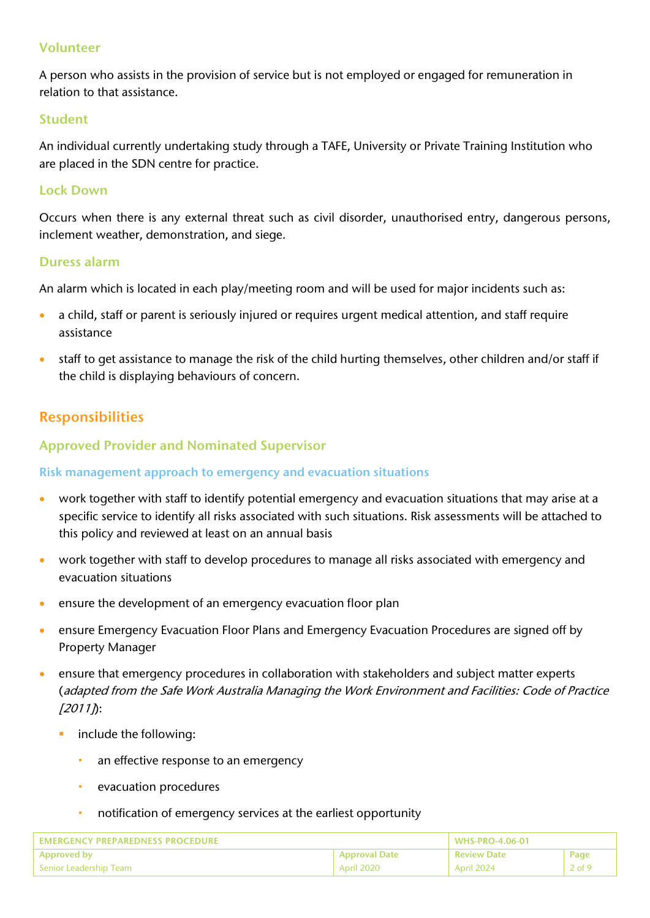### Volunteer

A person who assists in the provision of service but is not employed or engaged for remuneration in relation to that assistance.

### Student

An individual currently undertaking study through a TAFE, University or Private Training Institution who are placed in the SDN centre for practice.

### Lock Down

Occurs when there is any external threat such as civil disorder, unauthorised entry, dangerous persons, inclement weather, demonstration, and siege.

### Duress alarm

An alarm which is located in each play/meeting room and will be used for major incidents such as:

- a child, staff or parent is seriously injured or requires urgent medical attention, and staff require assistance
- staff to get assistance to manage the risk of the child hurting themselves, other children and/or staff if the child is displaying behaviours of concern.

## Responsibilities

### Approved Provider and Nominated Supervisor

#### Risk management approach to emergency and evacuation situations

- work together with staff to identify potential emergency and evacuation situations that may arise at a specific service to identify all risks associated with such situations. Risk assessments will be attached to this policy and reviewed at least on an annual basis
- work together with staff to develop procedures to manage all risks associated with emergency and evacuation situations
- ensure the development of an emergency evacuation floor plan
- ensure Emergency Evacuation Floor Plans and Emergency Evacuation Procedures are signed off by Property Manager
- ensure that emergency procedures in collaboration with stakeholders and subject matter experts (*adapted from the Safe Work Australia Managing the Work Environment and Facilities: Code of Practice [2011]*):
  - include the following:
    - an effective response to an emergency
    - evacuation procedures
    - notification of emergency services at the earliest opportunity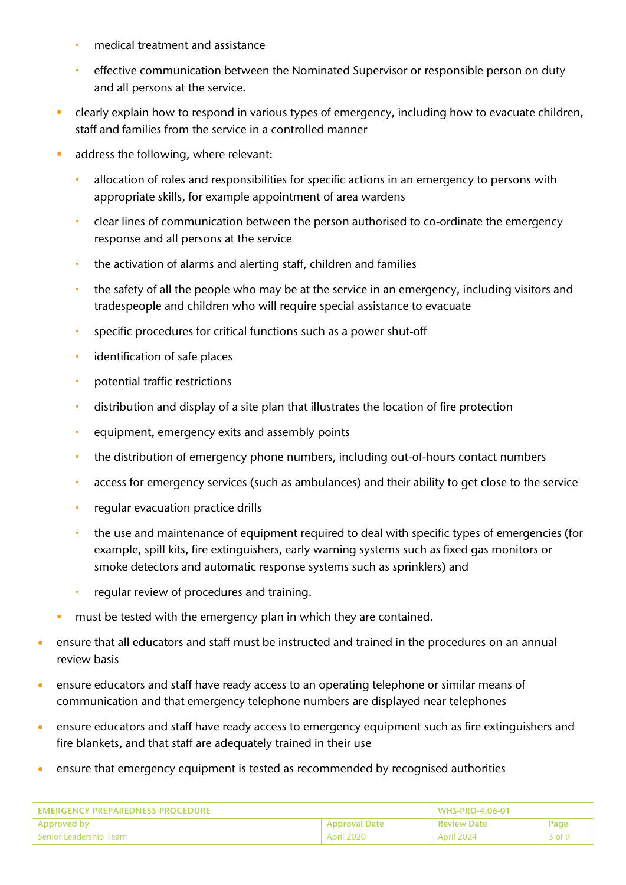- medical treatment and assistance
    - effective communication between the Nominated Supervisor or responsible person on duty and all persons at the service.
  - clearly explain how to respond in various types of emergency, including how to evacuate children, staff and families from the service in a controlled manner
  - address the following, where relevant:
    - allocation of roles and responsibilities for specific actions in an emergency to persons with appropriate skills, for example appointment of area wardens
    - clear lines of communication between the person authorised to co-ordinate the emergency response and all persons at the service
    - the activation of alarms and alerting staff, children and families
    - the safety of all the people who may be at the service in an emergency, including visitors and tradespeople and children who will require special assistance to evacuate
    - specific procedures for critical functions such as a power shut-off
    - identification of safe places
    - potential traffic restrictions
    - distribution and display of a site plan that illustrates the location of fire protection
    - equipment, emergency exits and assembly points
    - the distribution of emergency phone numbers, including out-of-hours contact numbers
    - access for emergency services (such as ambulances) and their ability to get close to the service
    - regular evacuation practice drills
    - the use and maintenance of equipment required to deal with specific types of emergencies (for example, spill kits, fire extinguishers, early warning systems such as fixed gas monitors or smoke detectors and automatic response systems such as sprinklers) and
    - regular review of procedures and training.
  - must be tested with the emergency plan in which they are contained.
- ensure that all educators and staff must be instructed and trained in the procedures on an annual review basis
- ensure educators and staff have ready access to an operating telephone or similar means of communication and that emergency telephone numbers are displayed near telephones
- ensure educators and staff have ready access to emergency equipment such as fire extinguishers and fire blankets, and that staff are adequately trained in their use
- ensure that emergency equipment is tested as recommended by recognised authorities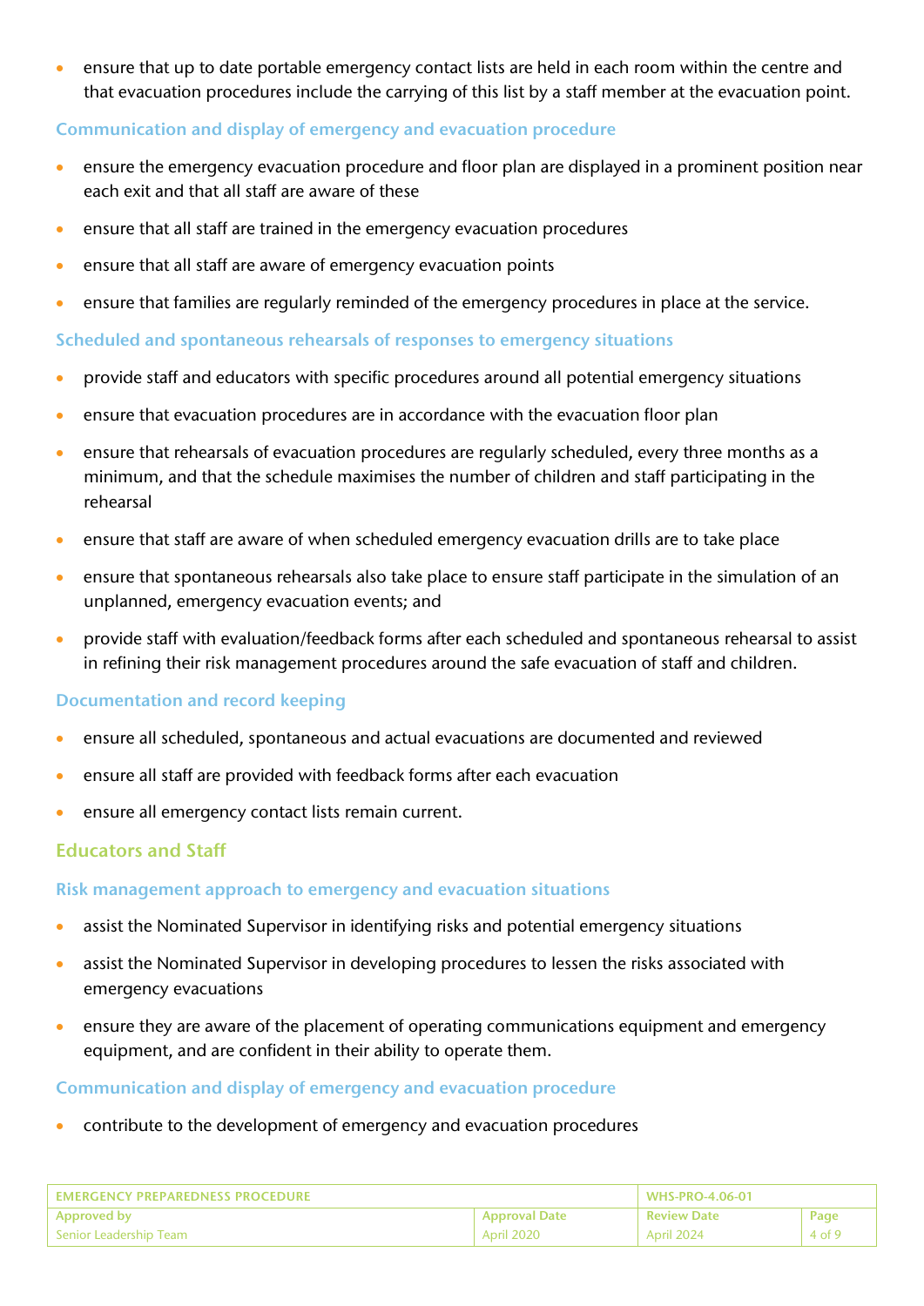- ensure that up to date portable emergency contact lists are held in each room within the centre and that evacuation procedures include the carrying of this list by a staff member at the evacuation point.

#### Communication and display of emergency and evacuation procedure

- ensure the emergency evacuation procedure and floor plan are displayed in a prominent position near each exit and that all staff are aware of these
- ensure that all staff are trained in the emergency evacuation procedures
- ensure that all staff are aware of emergency evacuation points
- ensure that families are regularly reminded of the emergency procedures in place at the service.

#### Scheduled and spontaneous rehearsals of responses to emergency situations

- provide staff and educators with specific procedures around all potential emergency situations
- ensure that evacuation procedures are in accordance with the evacuation floor plan
- ensure that rehearsals of evacuation procedures are regularly scheduled, every three months as a minimum, and that the schedule maximises the number of children and staff participating in the rehearsal
- ensure that staff are aware of when scheduled emergency evacuation drills are to take place
- ensure that spontaneous rehearsals also take place to ensure staff participate in the simulation of an unplanned, emergency evacuation events; and
- provide staff with evaluation/feedback forms after each scheduled and spontaneous rehearsal to assist in refining their risk management procedures around the safe evacuation of staff and children.

#### Documentation and record keeping

- ensure all scheduled, spontaneous and actual evacuations are documented and reviewed
- ensure all staff are provided with feedback forms after each evacuation
- ensure all emergency contact lists remain current.

### Educators and Staff

#### Risk management approach to emergency and evacuation situations

- assist the Nominated Supervisor in identifying risks and potential emergency situations
- assist the Nominated Supervisor in developing procedures to lessen the risks associated with emergency evacuations
- ensure they are aware of the placement of operating communications equipment and emergency equipment, and are confident in their ability to operate them.

#### Communication and display of emergency and evacuation procedure

- contribute to the development of emergency and evacuation procedures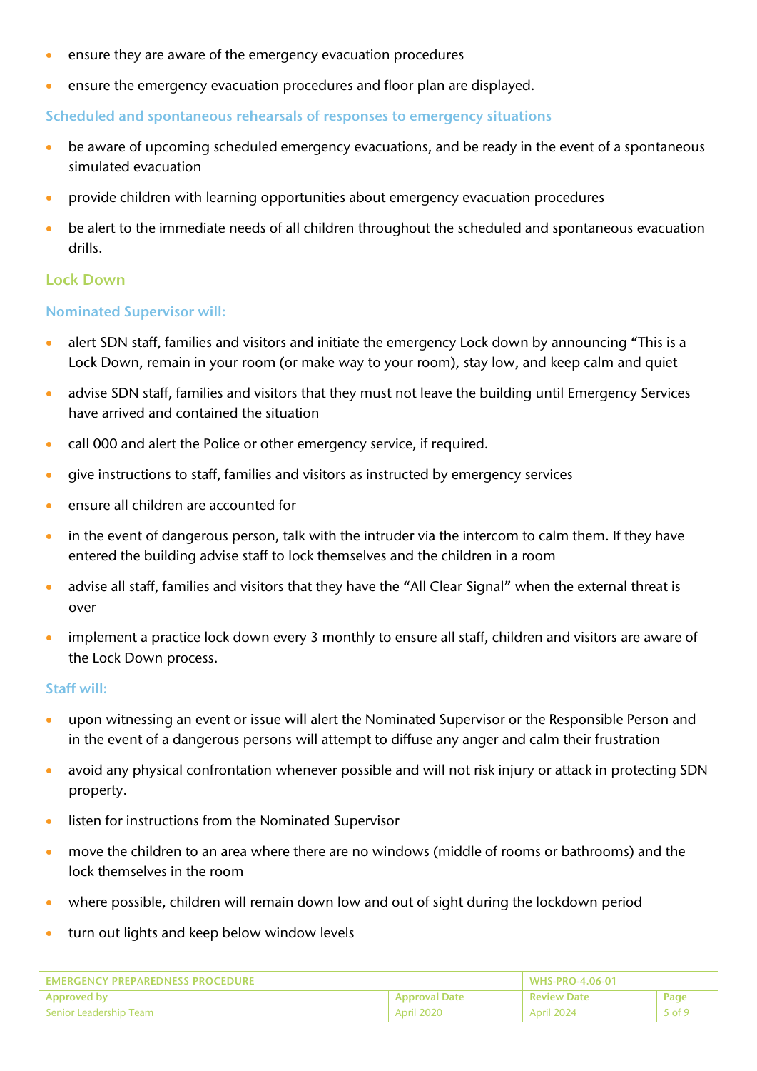- ensure they are aware of the emergency evacuation procedures
- ensure the emergency evacuation procedures and floor plan are displayed.

### Scheduled and spontaneous rehearsals of responses to emergency situations

- be aware of upcoming scheduled emergency evacuations, and be ready in the event of a spontaneous simulated evacuation
- provide children with learning opportunities about emergency evacuation procedures
- be alert to the immediate needs of all children throughout the scheduled and spontaneous evacuation drills.

## Lock Down

### Nominated Supervisor will:

- alert SDN staff, families and visitors and initiate the emergency Lock down by announcing "This is a Lock Down, remain in your room (or make way to your room), stay low, and keep calm and quiet
- advise SDN staff, families and visitors that they must not leave the building until Emergency Services have arrived and contained the situation
- call 000 and alert the Police or other emergency service, if required.
- give instructions to staff, families and visitors as instructed by emergency services
- ensure all children are accounted for
- in the event of dangerous person, talk with the intruder via the intercom to calm them. If they have entered the building advise staff to lock themselves and the children in a room
- advise all staff, families and visitors that they have the "All Clear Signal" when the external threat is over
- implement a practice lock down every 3 monthly to ensure all staff, children and visitors are aware of the Lock Down process.

### Staff will:

- upon witnessing an event or issue will alert the Nominated Supervisor or the Responsible Person and in the event of a dangerous persons will attempt to diffuse any anger and calm their frustration
- avoid any physical confrontation whenever possible and will not risk injury or attack in protecting SDN property.
- listen for instructions from the Nominated Supervisor
- move the children to an area where there are no windows (middle of rooms or bathrooms) and the lock themselves in the room
- where possible, children will remain down low and out of sight during the lockdown period
- turn out lights and keep below window levels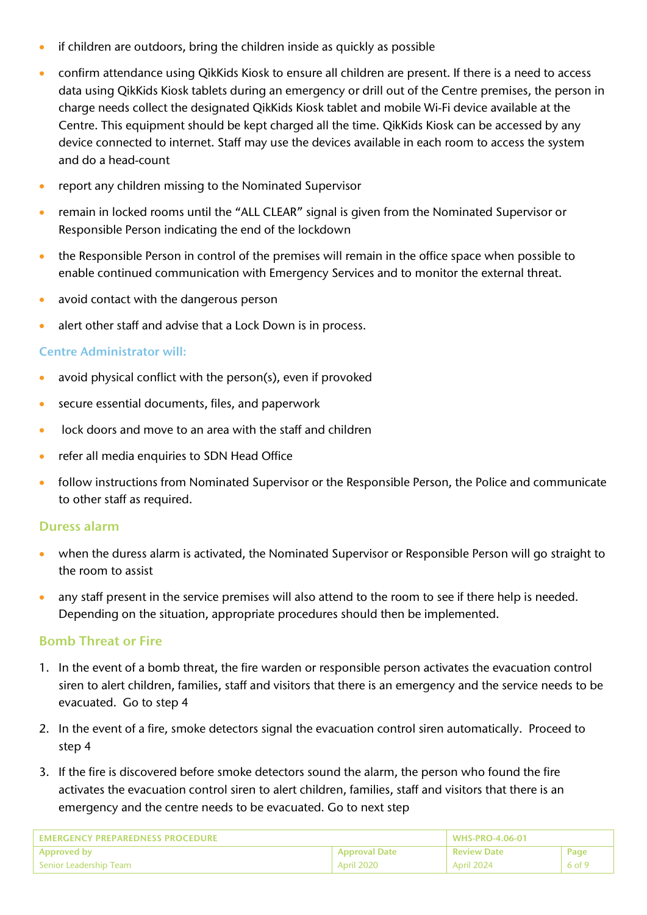- if children are outdoors, bring the children inside as quickly as possible
- confirm attendance using QikKids Kiosk to ensure all children are present. If there is a need to access data using QikKids Kiosk tablets during an emergency or drill out of the Centre premises, the person in charge needs collect the designated QikKids Kiosk tablet and mobile Wi-Fi device available at the Centre. This equipment should be kept charged all the time. QikKids Kiosk can be accessed by any device connected to internet. Staff may use the devices available in each room to access the system and do a head-count
- report any children missing to the Nominated Supervisor
- remain in locked rooms until the "ALL CLEAR" signal is given from the Nominated Supervisor or Responsible Person indicating the end of the lockdown
- the Responsible Person in control of the premises will remain in the office space when possible to enable continued communication with Emergency Services and to monitor the external threat.
- avoid contact with the dangerous person
- alert other staff and advise that a Lock Down is in process.

### Centre Administrator will:

- avoid physical conflict with the person(s), even if provoked
- secure essential documents, files, and paperwork
- lock doors and move to an area with the staff and children
- refer all media enquiries to SDN Head Office
- follow instructions from Nominated Supervisor or the Responsible Person, the Police and communicate to other staff as required.

## Duress alarm

- when the duress alarm is activated, the Nominated Supervisor or Responsible Person will go straight to the room to assist
- any staff present in the service premises will also attend to the room to see if there help is needed. Depending on the situation, appropriate procedures should then be implemented.

## Bomb Threat or Fire

1. In the event of a bomb threat, the fire warden or responsible person activates the evacuation control siren to alert children, families, staff and visitors that there is an emergency and the service needs to be evacuated. Go to step 4
2. In the event of a fire, smoke detectors signal the evacuation control siren automatically. Proceed to step 4
3. If the fire is discovered before smoke detectors sound the alarm, the person who found the fire activates the evacuation control siren to alert children, families, staff and visitors that there is an emergency and the centre needs to be evacuated. Go to next step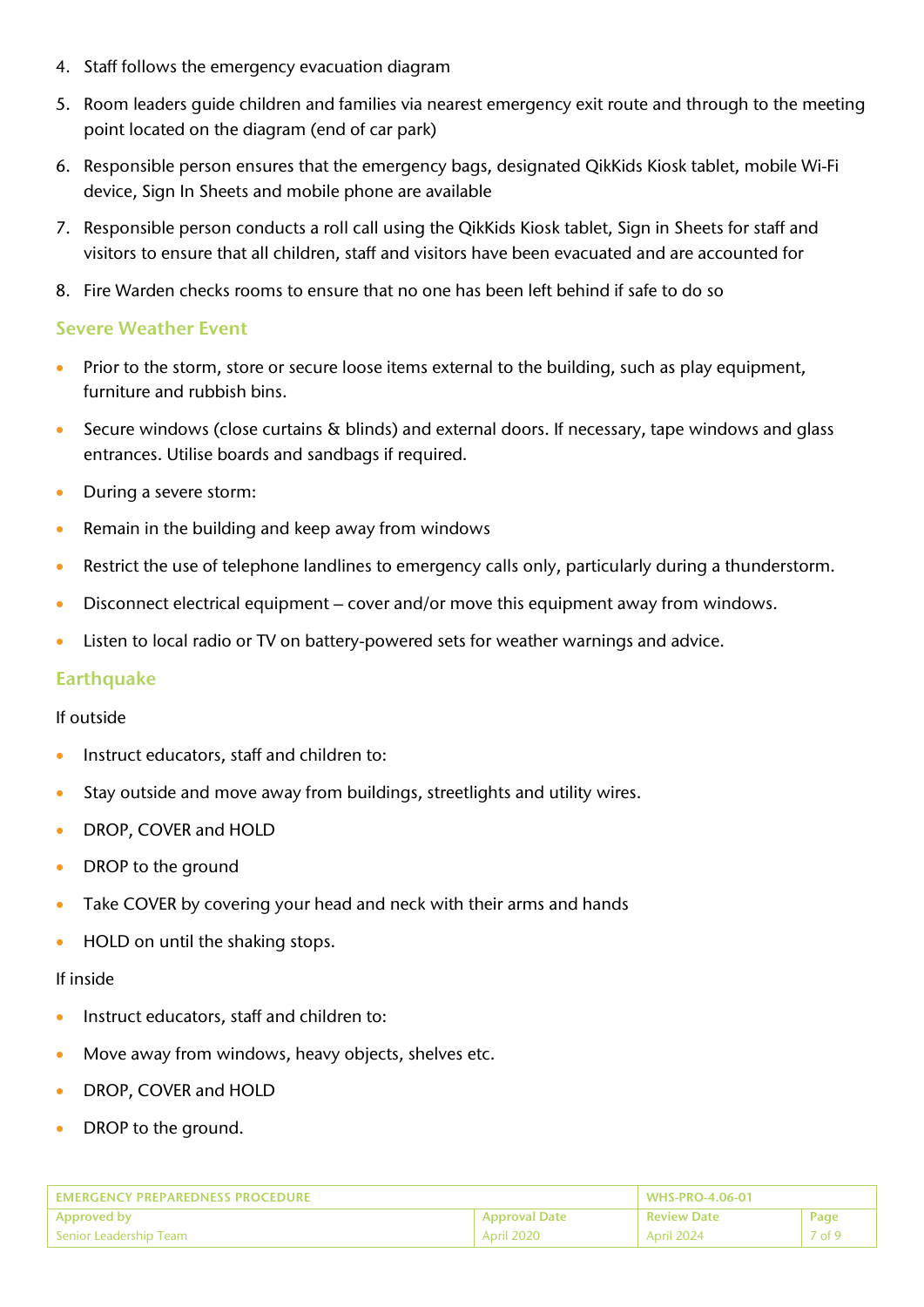4. Staff follows the emergency evacuation diagram
5. Room leaders guide children and families via nearest emergency exit route and through to the meeting point located on the diagram (end of car park)
6. Responsible person ensures that the emergency bags, designated QikKids Kiosk tablet, mobile Wi-Fi device, Sign In Sheets and mobile phone are available
7. Responsible person conducts a roll call using the QikKids Kiosk tablet, Sign in Sheets for staff and visitors to ensure that all children, staff and visitors have been evacuated and are accounted for
8. Fire Warden checks rooms to ensure that no one has been left behind if safe to do so

## Severe Weather Event

- Prior to the storm, store or secure loose items external to the building, such as play equipment, furniture and rubbish bins.
- Secure windows (close curtains & blinds) and external doors. If necessary, tape windows and glass entrances. Utilise boards and sandbags if required.
- During a severe storm:
- Remain in the building and keep away from windows
- Restrict the use of telephone landlines to emergency calls only, particularly during a thunderstorm.
- Disconnect electrical equipment – cover and/or move this equipment away from windows.
- Listen to local radio or TV on battery-powered sets for weather warnings and advice.

## Earthquake

If outside

- Instruct educators, staff and children to:
- Stay outside and move away from buildings, streetlights and utility wires.
- DROP, COVER and HOLD
- DROP to the ground
- Take COVER by covering your head and neck with their arms and hands
- HOLD on until the shaking stops.

If inside

- Instruct educators, staff and children to:
- Move away from windows, heavy objects, shelves etc.
- DROP, COVER and HOLD
- DROP to the ground.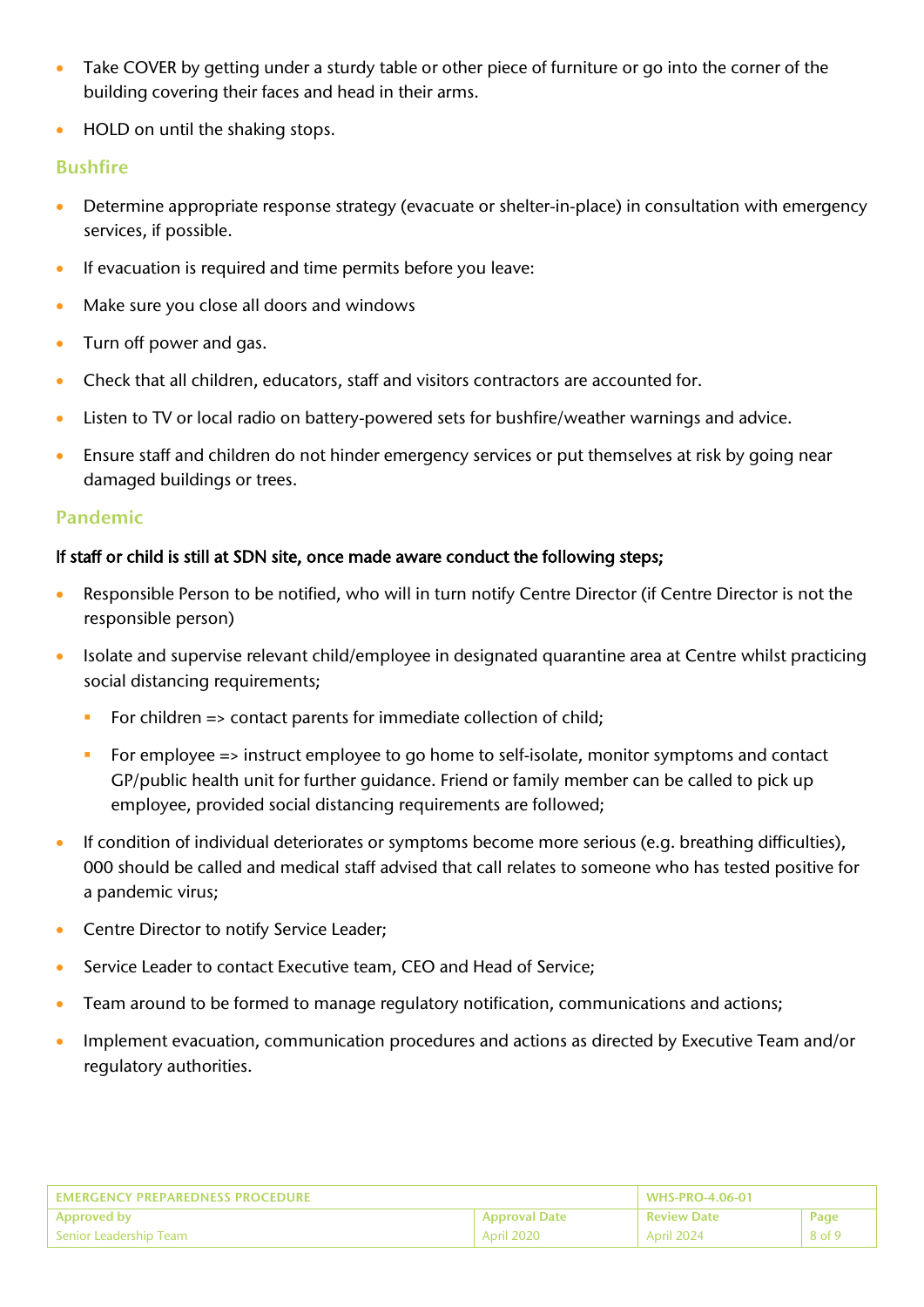- Take COVER by getting under a sturdy table or other piece of furniture or go into the corner of the building covering their faces and head in their arms.
- HOLD on until the shaking stops.

## Bushfire

- Determine appropriate response strategy (evacuate or shelter-in-place) in consultation with emergency services, if possible.
- If evacuation is required and time permits before you leave:
- Make sure you close all doors and windows
- Turn off power and gas.
- Check that all children, educators, staff and visitors contractors are accounted for.
- Listen to TV or local radio on battery-powered sets for bushfire/weather warnings and advice.
- Ensure staff and children do not hinder emergency services or put themselves at risk by going near damaged buildings or trees.

## Pandemic

**If staff or child is still at SDN site, once made aware conduct the following steps;**

- Responsible Person to be notified, who will in turn notify Centre Director (if Centre Director is not the responsible person)
- Isolate and supervise relevant child/employee in designated quarantine area at Centre whilst practicing social distancing requirements;
  - For children => contact parents for immediate collection of child;
  - For employee => instruct employee to go home to self-isolate, monitor symptoms and contact GP/public health unit for further guidance. Friend or family member can be called to pick up employee, provided social distancing requirements are followed;
- If condition of individual deteriorates or symptoms become more serious (e.g. breathing difficulties), 000 should be called and medical staff advised that call relates to someone who has tested positive for a pandemic virus;
- Centre Director to notify Service Leader;
- Service Leader to contact Executive team, CEO and Head of Service;
- Team around to be formed to manage regulatory notification, communications and actions;
- Implement evacuation, communication procedures and actions as directed by Executive Team and/or regulatory authorities.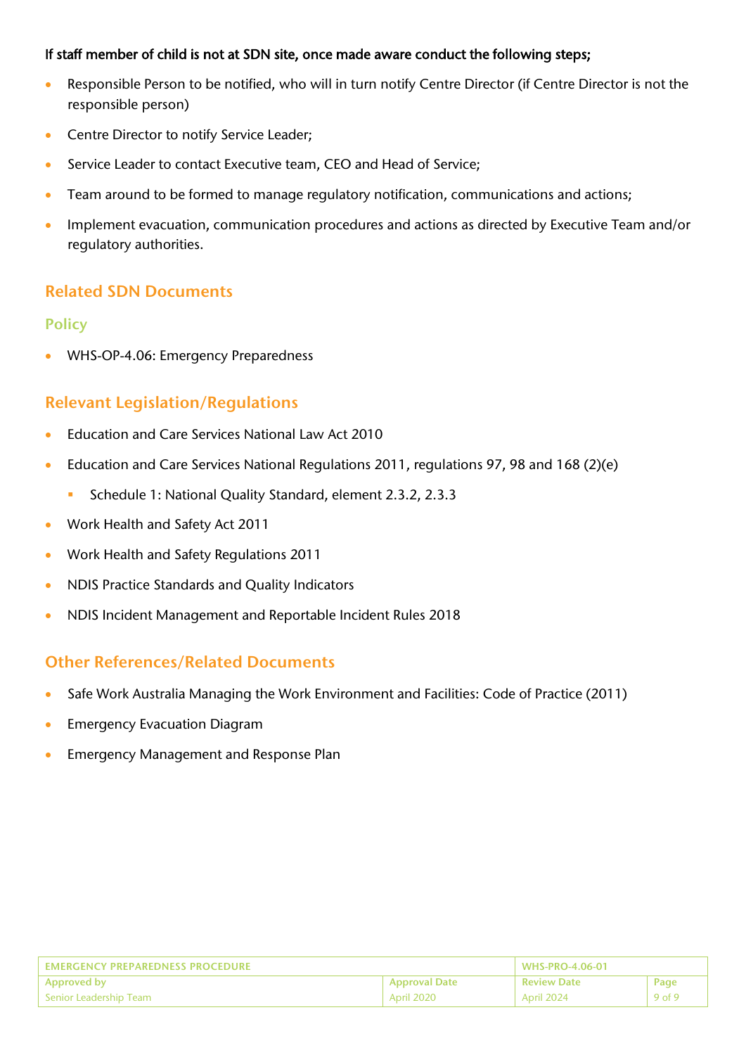**If staff member of child is not at SDN site, once made aware conduct the following steps;**

- Responsible Person to be notified, who will in turn notify Centre Director (if Centre Director is not the responsible person)
- Centre Director to notify Service Leader;
- Service Leader to contact Executive team, CEO and Head of Service;
- Team around to be formed to manage regulatory notification, communications and actions;
- Implement evacuation, communication procedures and actions as directed by Executive Team and/or regulatory authorities.

## Related SDN Documents

### Policy

- WHS-OP-4.06: Emergency Preparedness

## Relevant Legislation/Regulations

- Education and Care Services National Law Act 2010
- Education and Care Services National Regulations 2011, regulations 97, 98 and 168 (2)(e)
  - Schedule 1: National Quality Standard, element 2.3.2, 2.3.3
- Work Health and Safety Act 2011
- Work Health and Safety Regulations 2011
- NDIS Practice Standards and Quality Indicators
- NDIS Incident Management and Reportable Incident Rules 2018

## Other References/Related Documents

- Safe Work Australia Managing the Work Environment and Facilities: Code of Practice (2011)
- Emergency Evacuation Diagram
- Emergency Management and Response Plan